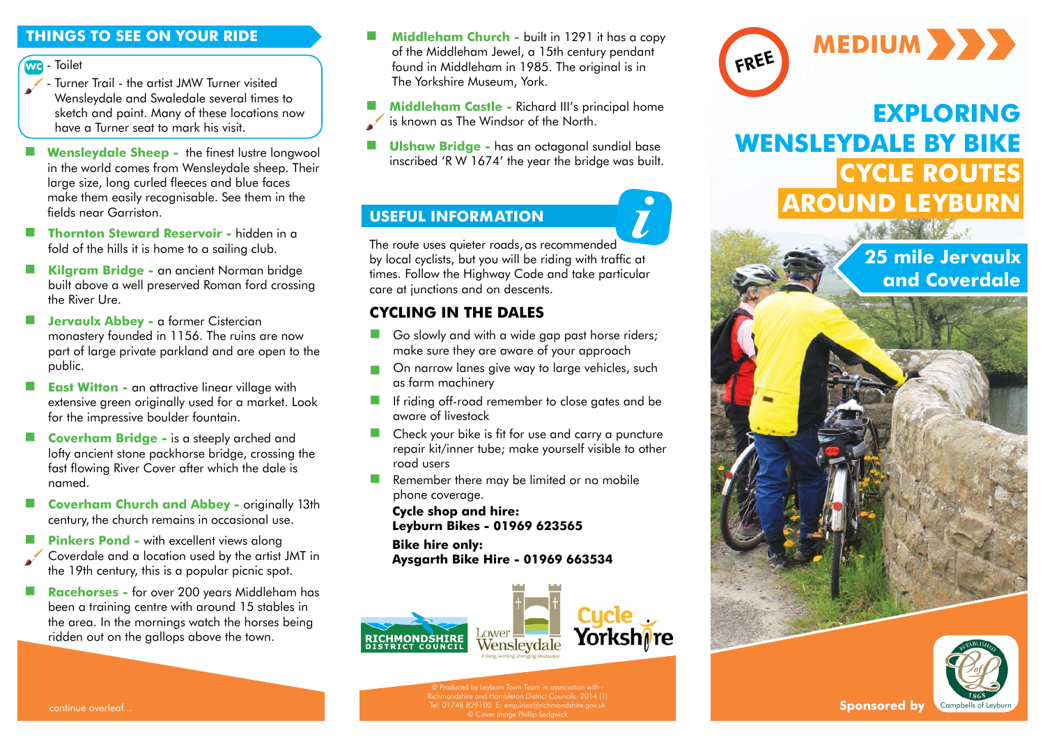## THINGS TO SEE ON YOUR RIDE

WC - Toilet

- Turner Trail - the artist JMW Turner visited Wensleydale and Swaledale several times to sketch and paint. Many of these locations now have a Turner seat to mark his visit.

- **Wensleydale Sheep -** the finest lustre longwool in the world comes from Wensleydale sheep. Their large size, long curled fleeces and blue faces make them easily recognisable. See them in the fields near Garriston.
- **Thornton Steward Reservoir -** hidden in a fold of the hills it is home to a sailing club.
- **Kilgram Bridge -** an ancient Norman bridge built above a well preserved Roman ford crossing the River Ure.
- **Jervaulx Abbey -** a former Cistercian monastery founded in 1156. The ruins are now part of large private parkland and are open to the public.
- **East Witton -** an attractive linear village with extensive green originally used for a market. Look for the impressive boulder fountain.
- **Coverham Bridge -** is a steeply arched and lofty ancient stone packhorse bridge, crossing the fast flowing River Cover after which the dale is named.
- **Coverham Church and Abbey -** originally 13th century, the church remains in occasional use.
- **Pinkers Pond -** with excellent views along Coverdale and a location used by the artist JMT in the 19th century, this is a popular picnic spot.
- **Racehorses -** for over 200 years Middleham has been a training centre with around 15 stables in the area. In the mornings watch the horses being ridden out on the gallops above the town.
- **Middleham Church -** built in 1291 it has a copy of the Middleham Jewel, a 15th century pendant found in Middleham in 1985. The original is in The Yorkshire Museum, York.
- **Middleham Castle -** Richard III's principal home is known as The Windsor of the North.
- **Ulshaw Bridge -** has an octagonal sundial base inscribed 'R W 1674' the year the bridge was built.

continue overleaf...

## USEFUL INFORMATION

The route uses quieter roads, as recommended by local cyclists, but you will be riding with traffic at times. Follow the Highway Code and take particular care at junctions and on descents.

## CYCLING IN THE DALES

- Go slowly and with a wide gap past horse riders; make sure they are aware of your approach
- On narrow lanes give way to large vehicles, such as farm machinery
- If riding off-road remember to close gates and be aware of livestock
- Check your bike is fit for use and carry a puncture repair kit/inner tube; make yourself visible to other road users
- Remember there may be limited or no mobile phone coverage.

**Cycle shop and hire:**
**Leyburn Bikes - 01969 623565**

**Bike hire only:**
**Aysgarth Bike Hire - 01969 663534**

Richmondshire District Council · Lower Wensleydale – A living, working, changing landscape · Cycle Yorkshire

© Produced by Leyburn Town Team in association with - Richmondshire and Hambleton District Councils. 2014 (1)
Tel: 01748 829100 E: enquiries@richmondshire.gov.uk
© Cover image Phillip Sedgwick

FREE

MEDIUM

# EXPLORING WENSLEYDALE BY BIKE
# CYCLE ROUTES AROUND LEYBURN

## 25 mile Jervaulx and Coverdale

Sponsored by Campbells of Leyburn (Established 1868)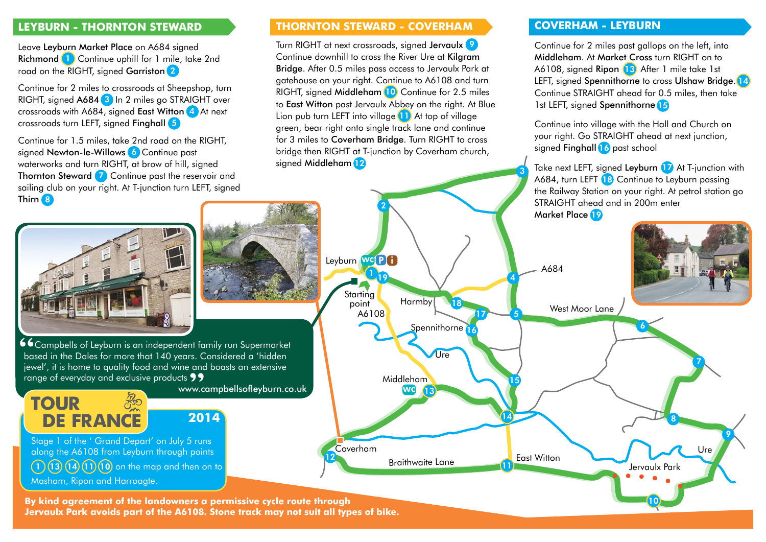## LEYBURN - THORNTON STEWARD

Leave **Leyburn Market Place** on A684 signed **Richmond** 1 Continue uphill for 1 mile, take 2nd road on the RIGHT, signed **Garriston** 2

Continue for 2 miles to crossroads at Sheepshop, turn RIGHT, signed **A684** 3 In 2 miles go STRAIGHT over crossroads with A684, signed **East Witton** 4 At next crossroads turn LEFT, signed **Finghall** 5

Continue for 1.5 miles, take 2nd road on the RIGHT, signed **Newton-le-Willows** 6 Continue past waterworks and turn RIGHT, at brow of hill, signed **Thornton Steward** 7 Continue past the reservoir and sailing club on your right. At T-junction turn LEFT, signed **Thirn** 8

## THORNTON STEWARD - COVERHAM

Turn RIGHT at next crossroads, signed **Jervaulx** 9 Continue downhill to cross the River Ure at **Kilgram Bridge**. After 0.5 miles pass access to Jervaulx Park at gatehouse on your right. Continue to A6108 and turn RIGHT, signed **Middleham** 10 Continue for 2.5 miles to **East Witton** past Jervaulx Abbey on the right. At Blue Lion pub turn LEFT into village 11 At top of village green, bear right onto single track lane and continue for 3 miles to **Coverham Bridge**. Turn RIGHT to cross bridge then RIGHT at T-junction by Coverham church, signed **Middleham** 12

## COVERHAM - LEYBURN

Continue for 2 miles past gallops on the left, into **Middleham**. At **Market Cross** turn RIGHT on to A6108, signed **Ripon** 13 After 1 mile take 1st LEFT, signed **Spennithorne** to cross **Ulshaw Bridge**. 14 Continue STRAIGHT ahead for 0.5 miles, then take 1st LEFT, signed **Spennithorne** 15

Continue into village with the Hall and Church on your right. Go STRAIGHT ahead at next junction, signed **Finghall** 16 past school

Take next LEFT, signed **Leyburn** 17 At T-junction with A684, turn LEFT 18 Continue to Leyburn passing the Railway Station on your right. At petrol station go STRAIGHT ahead and in 200m enter **Market Place** 19

Leyburn WC P i
1 19
Starting point
A6108
Harmby
18
17
Spennithorne
16
Ure
Middleham
WC 13
15
14
Coverham
12
Braithwaite Lane
11
East Witton
2
3
4
A684
5
West Moor Lane
6
7
8
9
Ure
Jervaulx Park
10

"Campbells of Leyburn is an independent family run Supermarket based in the Dales for more that 140 years. Considered a 'hidden jewel', it is home to quality food and wine and boasts an extensive range of everyday and exclusive products"

www.campbellsofleyburn.co.uk

**TOUR DE FRANCE 2014**

Stage 1 of the ' Grand Depart' on July 5 runs along the A6108 from Leyburn through points 1 13 14 11 10 on the map and then on to Masham, Ripon and Harroagte.

**By kind agreement of the landowners a permissive cycle route through Jervaulx Park avoids part of the A6108. Stone track may not suit all types of bike.**